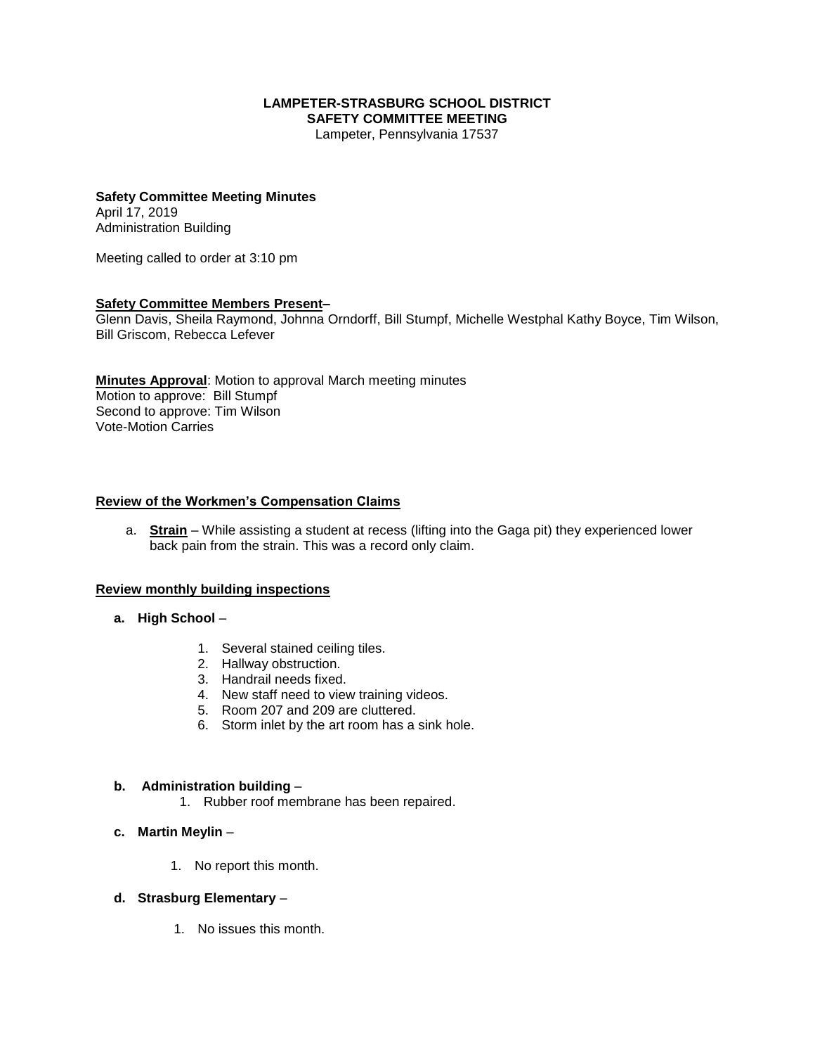**LAMPETER-STRASBURG SCHOOL DISTRICT**
**SAFETY COMMITTEE MEETING**
Lampeter, Pennsylvania 17537

**Safety Committee Meeting Minutes**
April 17, 2019
Administration Building

Meeting called to order at 3:10 pm

**Safety Committee Members Present–**
Glenn Davis, Sheila Raymond, Johnna Orndorff, Bill Stumpf, Michelle Westphal Kathy Boyce, Tim Wilson, Bill Griscom, Rebecca Lefever

**Minutes Approval**: Motion to approval March meeting minutes
Motion to approve: Bill Stumpf
Second to approve: Tim Wilson
Vote-Motion Carries

**Review of the Workmen's Compensation Claims**

a. **Strain** – While assisting a student at recess (lifting into the Gaga pit) they experienced lower back pain from the strain. This was a record only claim.

**Review monthly building inspections**

**a. High School** –

1. Several stained ceiling tiles.
2. Hallway obstruction.
3. Handrail needs fixed.
4. New staff need to view training videos.
5. Room 207 and 209 are cluttered.
6. Storm inlet by the art room has a sink hole.

**b. Administration building** –

1. Rubber roof membrane has been repaired.

**c. Martin Meylin** –

1. No report this month.

**d. Strasburg Elementary** –

1. No issues this month.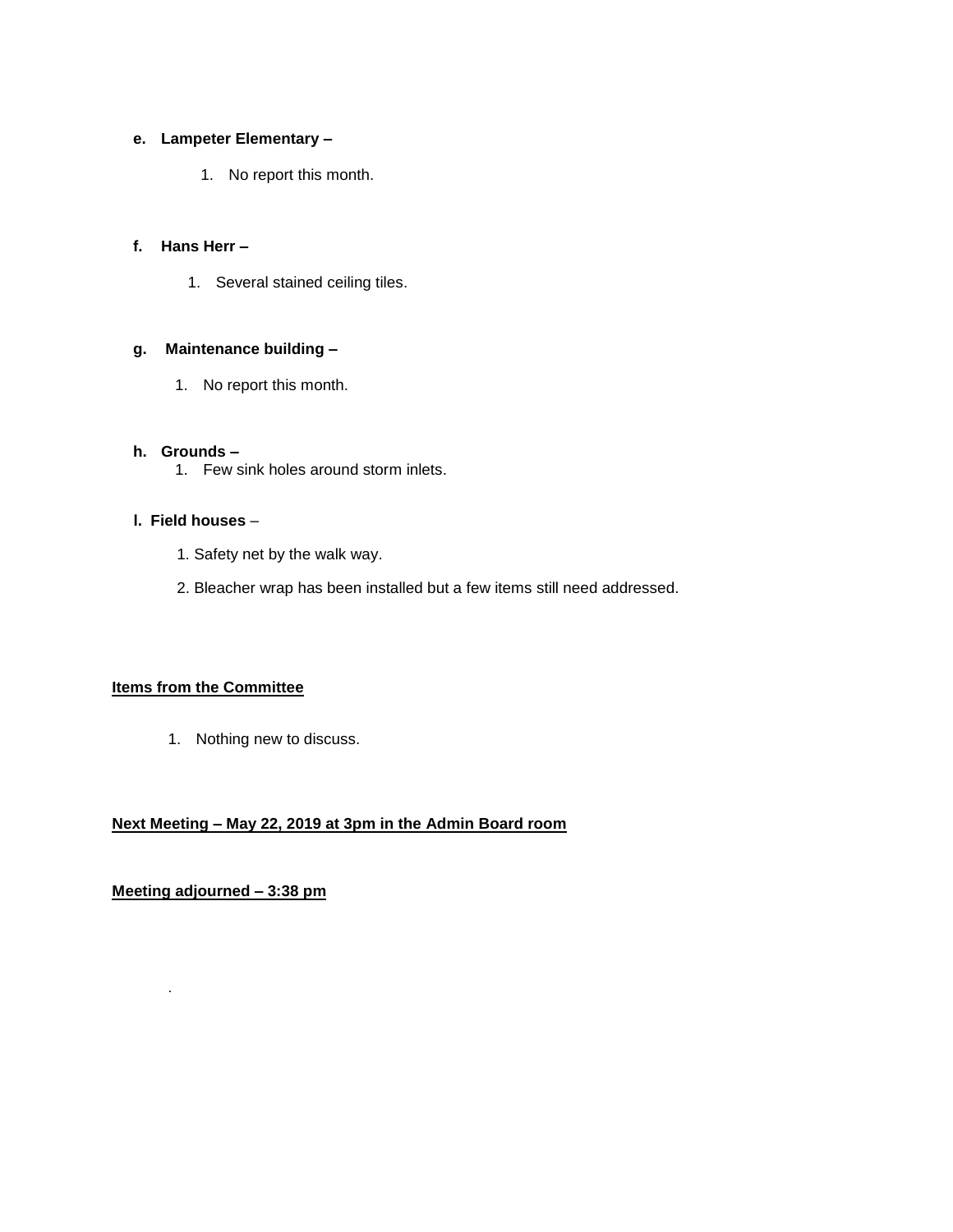**e. Lampeter Elementary –**

1. No report this month.

**f. Hans Herr –**

1. Several stained ceiling tiles.

**g. Maintenance building –**

1. No report this month.

**h. Grounds –**

1. Few sink holes around storm inlets.

**I. Field houses** –

1. Safety net by the walk way.
2. Bleacher wrap has been installed but a few items still need addressed.

**<u>Items from the Committee</u>**

1. Nothing new to discuss.

**<u>Next Meeting – May 22, 2019 at 3pm in the Admin Board room</u>**

**<u>Meeting adjourned – 3:38 pm</u>**

.